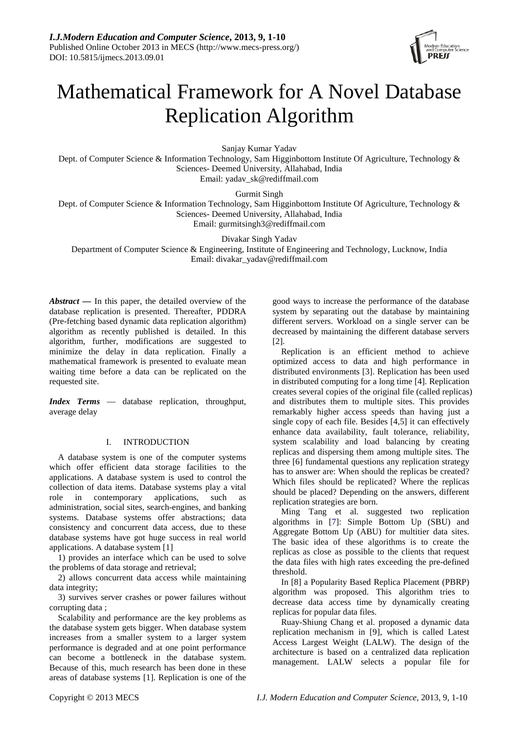# Mathematical Framework for A Novel Database Replication Algorithm

Sanjay Kumar Yadav
Dept. of Computer Science & Information Technology, Sam Higginbottom Institute Of Agriculture, Technology & Sciences- Deemed University, Allahabad, India
Email: yadav_sk@rediffmail.com

Gurmit Singh
Dept. of Computer Science & Information Technology, Sam Higginbottom Institute Of Agriculture, Technology & Sciences- Deemed University, Allahabad, India
Email: gurmitsingh3@rediffmail.com

Divakar Singh Yadav
Department of Computer Science & Engineering, Institute of Engineering and Technology, Lucknow, India
Email: divakar_yadav@rediffmail.com

***Abstract*** **—** In this paper, the detailed overview of the database replication is presented. Thereafter, PDDRA (Pre-fetching based dynamic data replication algorithm) algorithm as recently published is detailed. In this algorithm, further, modifications are suggested to minimize the delay in data replication. Finally a mathematical framework is presented to evaluate mean waiting time before a data can be replicated on the requested site.

***Index Terms*** — database replication, throughput, average delay

## I. INTRODUCTION

A database system is one of the computer systems which offer efficient data storage facilities to the applications. A database system is used to control the collection of data items. Database systems play a vital role in contemporary applications, such as administration, social sites, search-engines, and banking systems. Database systems offer abstractions; data consistency and concurrent data access, due to these database systems have got huge success in real world applications. A database system [1]

1) provides an interface which can be used to solve the problems of data storage and retrieval;

2) allows concurrent data access while maintaining data integrity;

3) survives server crashes or power failures without corrupting data ;

Scalability and performance are the key problems as the database system gets bigger. When database system increases from a smaller system to a larger system performance is degraded and at one point performance can become a bottleneck in the database system. Because of this, much research has been done in these areas of database systems [1]. Replication is one of the good ways to increase the performance of the database system by separating out the database by maintaining different servers. Workload on a single server can be decreased by maintaining the different database servers [2].

Replication is an efficient method to achieve optimized access to data and high performance in distributed environments [3]. Replication has been used in distributed computing for a long time [4]. Replication creates several copies of the original file (called replicas) and distributes them to multiple sites. This provides remarkably higher access speeds than having just a single copy of each file. Besides [4,5] it can effectively enhance data availability, fault tolerance, reliability, system scalability and load balancing by creating replicas and dispersing them among multiple sites. The three [6] fundamental questions any replication strategy has to answer are: When should the replicas be created? Which files should be replicated? Where the replicas should be placed? Depending on the answers, different replication strategies are born.

Ming Tang et al. suggested two replication algorithms in [7]: Simple Bottom Up (SBU) and Aggregate Bottom Up (ABU) for multitier data sites. The basic idea of these algorithms is to create the replicas as close as possible to the clients that request the data files with high rates exceeding the pre-defined threshold.

In [8] a Popularity Based Replica Placement (PBRP) algorithm was proposed. This algorithm tries to decrease data access time by dynamically creating replicas for popular data files.

Ruay-Shiung Chang et al. proposed a dynamic data replication mechanism in [9], which is called Latest Access Largest Weight (LALW). The design of the architecture is based on a centralized data replication management. LALW selects a popular file for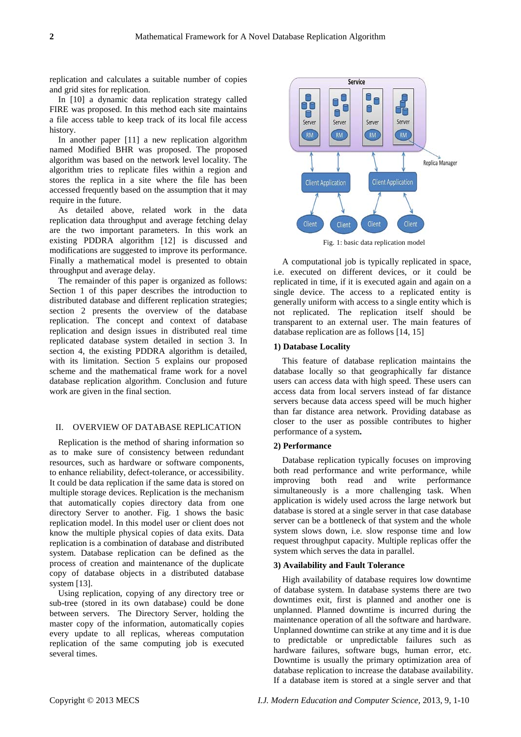replication and calculates a suitable number of copies and grid sites for replication.

In [10] a dynamic data replication strategy called FIRE was proposed. In this method each site maintains a file access table to keep track of its local file access history.

In another paper [11] a new replication algorithm named Modified BHR was proposed. The proposed algorithm was based on the network level locality. The algorithm tries to replicate files within a region and stores the replica in a site where the file has been accessed frequently based on the assumption that it may require in the future.

As detailed above, related work in the data replication data throughput and average fetching delay are the two important parameters. In this work an existing PDDRA algorithm [12] is discussed and modifications are suggested to improve its performance. Finally a mathematical model is presented to obtain throughput and average delay.

The remainder of this paper is organized as follows: Section 1 of this paper describes the introduction to distributed database and different replication strategies; section 2 presents the overview of the database replication. The concept and context of database replication and design issues in distributed real time replicated database system detailed in section 3. In section 4, the existing PDDRA algorithm is detailed, with its limitation. Section 5 explains our proposed scheme and the mathematical frame work for a novel database replication algorithm. Conclusion and future work are given in the final section.

## II. OVERVIEW OF DATABASE REPLICATION

Replication is the method of sharing information so as to make sure of consistency between redundant resources, such as hardware or software components, to enhance reliability, defect-tolerance, or accessibility. It could be data replication if the same data is stored on multiple storage devices. Replication is the mechanism that automatically copies directory data from one directory Server to another. Fig. 1 shows the basic replication model. In this model user or client does not know the multiple physical copies of data exits. Data replication is a combination of database and distributed system. Database replication can be defined as the process of creation and maintenance of the duplicate copy of database objects in a distributed database system [13].

Using replication, copying of any directory tree or sub-tree (stored in its own database) could be done between servers. The Directory Server, holding the master copy of the information, automatically copies every update to all replicas, whereas computation replication of the same computing job is executed several times.

Fig. 1: basic data replication model

A computational job is typically replicated in space, i.e. executed on different devices, or it could be replicated in time, if it is executed again and again on a single device. The access to a replicated entity is generally uniform with access to a single entity which is not replicated. The replication itself should be transparent to an external user. The main features of database replication are as follows [14, 15]

**1) Database Locality**

This feature of database replication maintains the database locally so that geographically far distance users can access data with high speed. These users can access data from local servers instead of far distance servers because data access speed will be much higher than far distance area network. Providing database as closer to the user as possible contributes to higher performance of a system**.**

**2) Performance**

Database replication typically focuses on improving both read performance and write performance, while improving both read and write performance simultaneously is a more challenging task. When application is widely used across the large network but database is stored at a single server in that case database server can be a bottleneck of that system and the whole system slows down, i.e. slow response time and low request throughput capacity. Multiple replicas offer the system which serves the data in parallel.

**3) Availability and Fault Tolerance**

High availability of database requires low downtime of database system. In database systems there are two downtimes exit, first is planned and another one is unplanned. Planned downtime is incurred during the maintenance operation of all the software and hardware. Unplanned downtime can strike at any time and it is due to predictable or unpredictable failures such as hardware failures, software bugs, human error, etc. Downtime is usually the primary optimization area of database replication to increase the database availability. If a database item is stored at a single server and that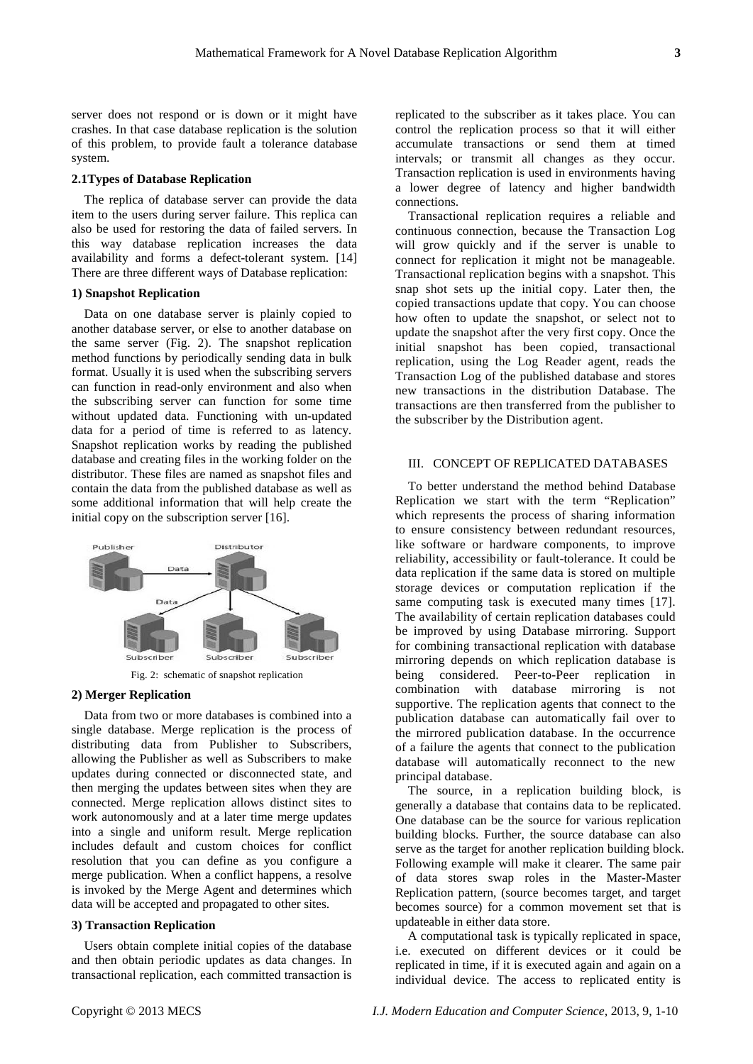server does not respond or is down or it might have crashes. In that case database replication is the solution of this problem, to provide fault a tolerance database system.

### 2.1Types of Database Replication

The replica of database server can provide the data item to the users during server failure. This replica can also be used for restoring the data of failed servers. In this way database replication increases the data availability and forms a defect-tolerant system. [14] There are three different ways of Database replication:

#### 1) Snapshot Replication

Data on one database server is plainly copied to another database server, or else to another database on the same server (Fig. 2). The snapshot replication method functions by periodically sending data in bulk format. Usually it is used when the subscribing servers can function in read-only environment and also when the subscribing server can function for some time without updated data. Functioning with un-updated data for a period of time is referred to as latency. Snapshot replication works by reading the published database and creating files in the working folder on the distributor. These files are named as snapshot files and contain the data from the published database as well as some additional information that will help create the initial copy on the subscription server [16].

Fig. 2: schematic of snapshot replication

#### 2) Merger Replication

Data from two or more databases is combined into a single database. Merge replication is the process of distributing data from Publisher to Subscribers, allowing the Publisher as well as Subscribers to make updates during connected or disconnected state, and then merging the updates between sites when they are connected. Merge replication allows distinct sites to work autonomously and at a later time merge updates into a single and uniform result. Merge replication includes default and custom choices for conflict resolution that you can define as you configure a merge publication. When a conflict happens, a resolve is invoked by the Merge Agent and determines which data will be accepted and propagated to other sites.

#### 3) Transaction Replication

Users obtain complete initial copies of the database and then obtain periodic updates as data changes. In transactional replication, each committed transaction is replicated to the subscriber as it takes place. You can control the replication process so that it will either accumulate transactions or send them at timed intervals; or transmit all changes as they occur. Transaction replication is used in environments having a lower degree of latency and higher bandwidth connections.

Transactional replication requires a reliable and continuous connection, because the Transaction Log will grow quickly and if the server is unable to connect for replication it might not be manageable. Transactional replication begins with a snapshot. This snap shot sets up the initial copy. Later then, the copied transactions update that copy. You can choose how often to update the snapshot, or select not to update the snapshot after the very first copy. Once the initial snapshot has been copied, transactional replication, using the Log Reader agent, reads the Transaction Log of the published database and stores new transactions in the distribution Database. The transactions are then transferred from the publisher to the subscriber by the Distribution agent.

## III. CONCEPT OF REPLICATED DATABASES

To better understand the method behind Database Replication we start with the term "Replication" which represents the process of sharing information to ensure consistency between redundant resources, like software or hardware components, to improve reliability, accessibility or fault-tolerance. It could be data replication if the same data is stored on multiple storage devices or computation replication if the same computing task is executed many times [17]. The availability of certain replication databases could be improved by using Database mirroring. Support for combining transactional replication with database mirroring depends on which replication database is being considered. Peer-to-Peer replication in combination with database mirroring is not supportive. The replication agents that connect to the publication database can automatically fail over to the mirrored publication database. In the occurrence of a failure the agents that connect to the publication database will automatically reconnect to the new principal database.

The source, in a replication building block, is generally a database that contains data to be replicated. One database can be the source for various replication building blocks. Further, the source database can also serve as the target for another replication building block. Following example will make it clearer. The same pair of data stores swap roles in the Master-Master Replication pattern, (source becomes target, and target becomes source) for a common movement set that is updateable in either data store.

A computational task is typically replicated in space, i.e. executed on different devices or it could be replicated in time, if it is executed again and again on a individual device. The access to replicated entity is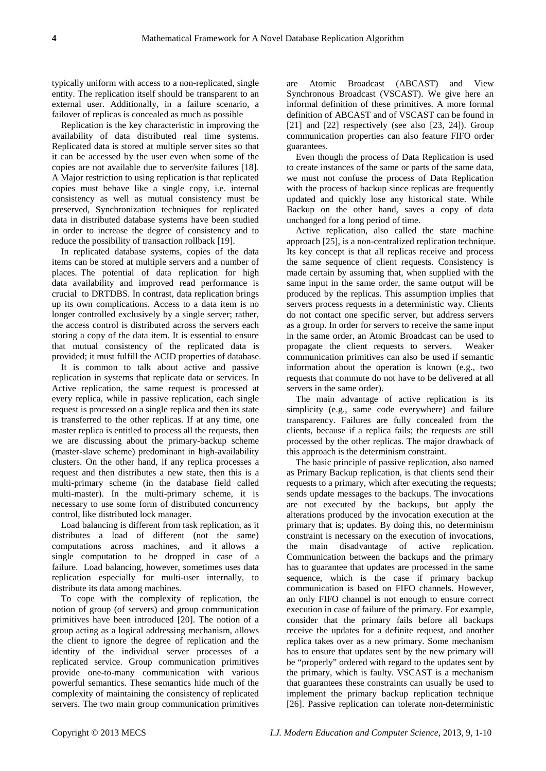typically uniform with access to a non-replicated, single entity. The replication itself should be transparent to an external user. Additionally, in a failure scenario, a failover of replicas is concealed as much as possible

Replication is the key characteristic in improving the availability of data distributed real time systems. Replicated data is stored at multiple server sites so that it can be accessed by the user even when some of the copies are not available due to server/site failures [18]. A Major restriction to using replication is that replicated copies must behave like a single copy, i.e. internal consistency as well as mutual consistency must be preserved, Synchronization techniques for replicated data in distributed database systems have been studied in order to increase the degree of consistency and to reduce the possibility of transaction rollback [19].

In replicated database systems, copies of the data items can be stored at multiple servers and a number of places. The potential of data replication for high data availability and improved read performance is crucial to DRTDBS. In contrast, data replication brings up its own complications. Access to a data item is no longer controlled exclusively by a single server; rather, the access control is distributed across the servers each storing a copy of the data item. It is essential to ensure that mutual consistency of the replicated data is provided; it must fulfill the ACID properties of database.

It is common to talk about active and passive replication in systems that replicate data or services. In Active replication, the same request is processed at every replica, while in passive replication, each single request is processed on a single replica and then its state is transferred to the other replicas. If at any time, one master replica is entitled to process all the requests, then we are discussing about the primary-backup scheme (master-slave scheme) predominant in high-availability clusters. On the other hand, if any replica processes a request and then distributes a new state, then this is a multi-primary scheme (in the database field called multi-master). In the multi-primary scheme, it is necessary to use some form of distributed concurrency control, like distributed lock manager.

Load balancing is different from task replication, as it distributes a load of different (not the same) computations across machines, and it allows a single computation to be dropped in case of a failure. Load balancing, however, sometimes uses data replication especially for multi-user internally, to distribute its data among machines.

To cope with the complexity of replication, the notion of group (of servers) and group communication primitives have been introduced [20]. The notion of a group acting as a logical addressing mechanism, allows the client to ignore the degree of replication and the identity of the individual server processes of a replicated service. Group communication primitives provide one-to-many communication with various powerful semantics. These semantics hide much of the complexity of maintaining the consistency of replicated servers. The two main group communication primitives are Atomic Broadcast (ABCAST) and View Synchronous Broadcast (VSCAST). We give here an informal definition of these primitives. A more formal definition of ABCAST and of VSCAST can be found in [21] and [22] respectively (see also [23, 24]). Group communication properties can also feature FIFO order guarantees.

Even though the process of Data Replication is used to create instances of the same or parts of the same data, we must not confuse the process of Data Replication with the process of backup since replicas are frequently updated and quickly lose any historical state. While Backup on the other hand, saves a copy of data unchanged for a long period of time.

Active replication, also called the state machine approach [25], is a non-centralized replication technique. Its key concept is that all replicas receive and process the same sequence of client requests. Consistency is made certain by assuming that, when supplied with the same input in the same order, the same output will be produced by the replicas. This assumption implies that servers process requests in a deterministic way. Clients do not contact one specific server, but address servers as a group. In order for servers to receive the same input in the same order, an Atomic Broadcast can be used to propagate the client requests to servers. Weaker communication primitives can also be used if semantic information about the operation is known (e.g., two requests that commute do not have to be delivered at all servers in the same order).

The main advantage of active replication is its simplicity (e.g., same code everywhere) and failure transparency. Failures are fully concealed from the clients, because if a replica fails; the requests are still processed by the other replicas. The major drawback of this approach is the determinism constraint.

The basic principle of passive replication, also named as Primary Backup replication, is that clients send their requests to a primary, which after executing the requests; sends update messages to the backups. The invocations are not executed by the backups, but apply the alterations produced by the invocation execution at the primary that is; updates. By doing this, no determinism constraint is necessary on the execution of invocations, the main disadvantage of active replication. Communication between the backups and the primary has to guarantee that updates are processed in the same sequence, which is the case if primary backup communication is based on FIFO channels. However, an only FIFO channel is not enough to ensure correct execution in case of failure of the primary. For example, consider that the primary fails before all backups receive the updates for a definite request, and another replica takes over as a new primary. Some mechanism has to ensure that updates sent by the new primary will be "properly" ordered with regard to the updates sent by the primary, which is faulty. VSCAST is a mechanism that guarantees these constraints can usually be used to implement the primary backup replication technique [26]. Passive replication can tolerate non-deterministic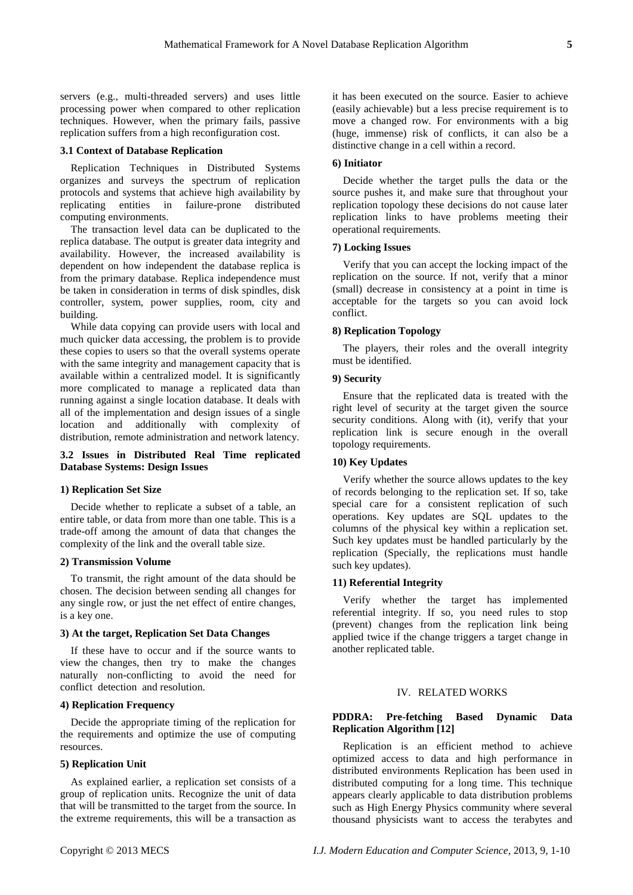servers (e.g., multi-threaded servers) and uses little processing power when compared to other replication techniques. However, when the primary fails, passive replication suffers from a high reconfiguration cost.

### 3.1 Context of Database Replication

Replication Techniques in Distributed Systems organizes and surveys the spectrum of replication protocols and systems that achieve high availability by replicating entities in failure-prone distributed computing environments.

The transaction level data can be duplicated to the replica database. The output is greater data integrity and availability. However, the increased availability is dependent on how independent the database replica is from the primary database. Replica independence must be taken in consideration in terms of disk spindles, disk controller, system, power supplies, room, city and building.

While data copying can provide users with local and much quicker data accessing, the problem is to provide these copies to users so that the overall systems operate with the same integrity and management capacity that is available within a centralized model. It is significantly more complicated to manage a replicated data than running against a single location database. It deals with all of the implementation and design issues of a single location and additionally with complexity of distribution, remote administration and network latency.

### 3.2 Issues in Distributed Real Time replicated Database Systems: Design Issues

#### 1) Replication Set Size

Decide whether to replicate a subset of a table, an entire table, or data from more than one table. This is a trade-off among the amount of data that changes the complexity of the link and the overall table size.

#### 2) Transmission Volume

To transmit, the right amount of the data should be chosen. The decision between sending all changes for any single row, or just the net effect of entire changes, is a key one.

#### 3) At the target, Replication Set Data Changes

If these have to occur and if the source wants to view the changes, then try to make the changes naturally non-conflicting to avoid the need for conflict detection and resolution.

#### 4) Replication Frequency

Decide the appropriate timing of the replication for the requirements and optimize the use of computing resources.

#### 5) Replication Unit

As explained earlier, a replication set consists of a group of replication units. Recognize the unit of data that will be transmitted to the target from the source. In the extreme requirements, this will be a transaction as it has been executed on the source. Easier to achieve (easily achievable) but a less precise requirement is to move a changed row. For environments with a big (huge, immense) risk of conflicts, it can also be a distinctive change in a cell within a record.

#### 6) Initiator

Decide whether the target pulls the data or the source pushes it, and make sure that throughout your replication topology these decisions do not cause later replication links to have problems meeting their operational requirements.

#### 7) Locking Issues

Verify that you can accept the locking impact of the replication on the source. If not, verify that a minor (small) decrease in consistency at a point in time is acceptable for the targets so you can avoid lock conflict.

#### 8) Replication Topology

The players, their roles and the overall integrity must be identified.

#### 9) Security

Ensure that the replicated data is treated with the right level of security at the target given the source security conditions. Along with (it), verify that your replication link is secure enough in the overall topology requirements.

#### 10) Key Updates

Verify whether the source allows updates to the key of records belonging to the replication set. If so, take special care for a consistent replication of such operations. Key updates are SQL updates to the columns of the physical key within a replication set. Such key updates must be handled particularly by the replication (Specially, the replications must handle such key updates).

#### 11) Referential Integrity

Verify whether the target has implemented referential integrity. If so, you need rules to stop (prevent) changes from the replication link being applied twice if the change triggers a target change in another replicated table.

## IV. RELATED WORKS

### PDDRA: Pre-fetching Based Dynamic Data Replication Algorithm [12]

Replication is an efficient method to achieve optimized access to data and high performance in distributed environments Replication has been used in distributed computing for a long time. This technique appears clearly applicable to data distribution problems such as High Energy Physics community where several thousand physicists want to access the terabytes and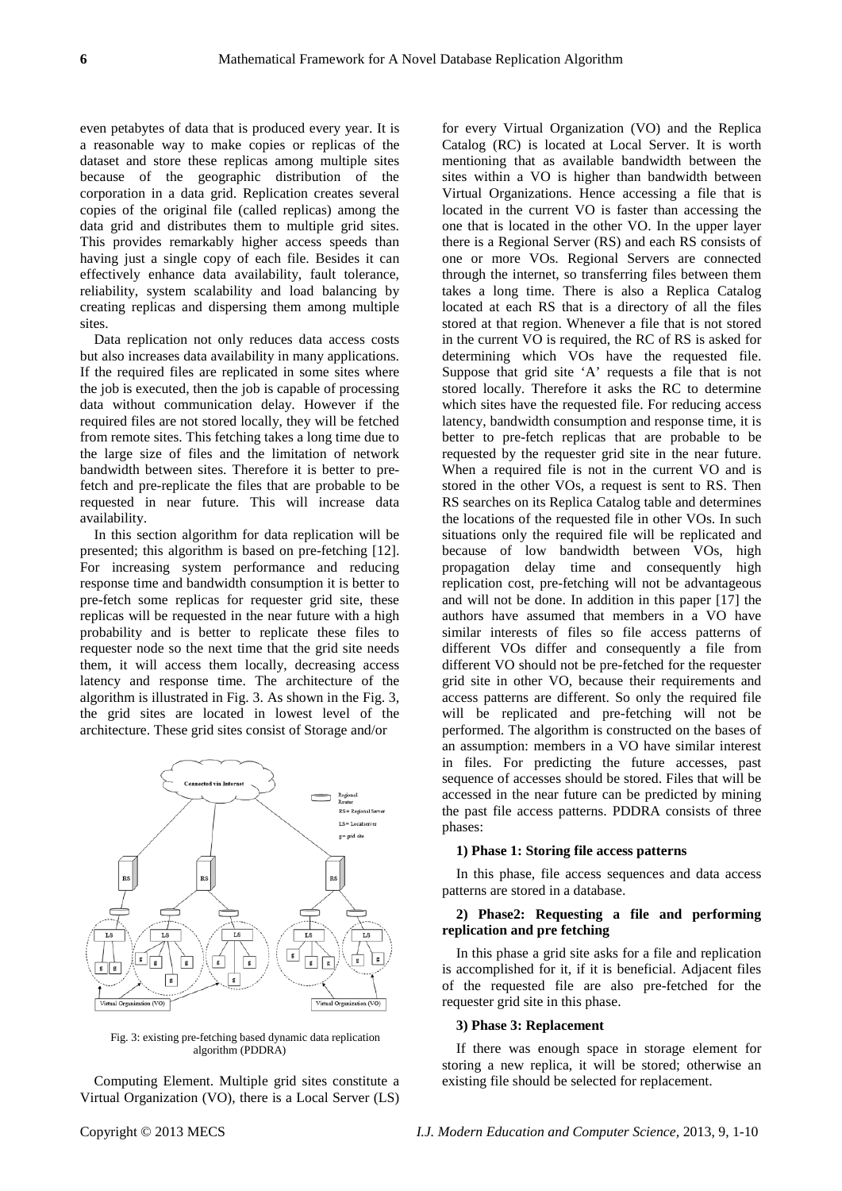even petabytes of data that is produced every year. It is a reasonable way to make copies or replicas of the dataset and store these replicas among multiple sites because of the geographic distribution of the corporation in a data grid. Replication creates several copies of the original file (called replicas) among the data grid and distributes them to multiple grid sites. This provides remarkably higher access speeds than having just a single copy of each file. Besides it can effectively enhance data availability, fault tolerance, reliability, system scalability and load balancing by creating replicas and dispersing them among multiple sites.

Data replication not only reduces data access costs but also increases data availability in many applications. If the required files are replicated in some sites where the job is executed, then the job is capable of processing data without communication delay. However if the required files are not stored locally, they will be fetched from remote sites. This fetching takes a long time due to the large size of files and the limitation of network bandwidth between sites. Therefore it is better to pre-fetch and pre-replicate the files that are probable to be requested in near future. This will increase data availability.

In this section algorithm for data replication will be presented; this algorithm is based on pre-fetching [12]. For increasing system performance and reducing response time and bandwidth consumption it is better to pre-fetch some replicas for requester grid site, these replicas will be requested in the near future with a high probability and is better to replicate these files to requester node so the next time that the grid site needs them, it will access them locally, decreasing access latency and response time. The architecture of the algorithm is illustrated in Fig. 3. As shown in the Fig. 3, the grid sites are located in lowest level of the architecture. These grid sites consist of Storage and/or Computing Element. Multiple grid sites constitute a Virtual Organization (VO), there is a Local Server (LS) for every Virtual Organization (VO) and the Replica Catalog (RC) is located at Local Server. It is worth mentioning that as available bandwidth between the sites within a VO is higher than bandwidth between Virtual Organizations. Hence accessing a file that is located in the current VO is faster than accessing the one that is located in the other VO. In the upper layer there is a Regional Server (RS) and each RS consists of one or more VOs. Regional Servers are connected through the internet, so transferring files between them takes a long time. There is also a Replica Catalog located at each RS that is a directory of all the files stored at that region. Whenever a file that is not stored in the current VO is required, the RC of RS is asked for determining which VOs have the requested file. Suppose that grid site 'A' requests a file that is not stored locally. Therefore it asks the RC to determine which sites have the requested file. For reducing access latency, bandwidth consumption and response time, it is better to pre-fetch replicas that are probable to be requested by the requester grid site in the near future. When a required file is not in the current VO and is stored in the other VOs, a request is sent to RS. Then RS searches on its Replica Catalog table and determines the locations of the requested file in other VOs. In such situations only the required file will be replicated and because of low bandwidth between VOs, high propagation delay time and consequently high replication cost, pre-fetching will not be advantageous and will not be done. In addition in this paper [17] the authors have assumed that members in a VO have similar interests of files so file access patterns of different VOs differ and consequently a file from different VO should not be pre-fetched for the requester grid site in other VO, because their requirements and access patterns are different. So only the required file will be replicated and pre-fetching will not be performed. The algorithm is constructed on the bases of an assumption: members in a VO have similar interest in files. For predicting the future accesses, past sequence of accesses should be stored. Files that will be accessed in the near future can be predicted by mining the past file access patterns. PDDRA consists of three phases:

Fig. 3: existing pre-fetching based dynamic data replication algorithm (PDDRA)

**1) Phase 1: Storing file access patterns**

In this phase, file access sequences and data access patterns are stored in a database.

**2) Phase2: Requesting a file and performing replication and pre fetching**

In this phase a grid site asks for a file and replication is accomplished for it, if it is beneficial. Adjacent files of the requested file are also pre-fetched for the requester grid site in this phase.

**3) Phase 3: Replacement**

If there was enough space in storage element for storing a new replica, it will be stored; otherwise an existing file should be selected for replacement.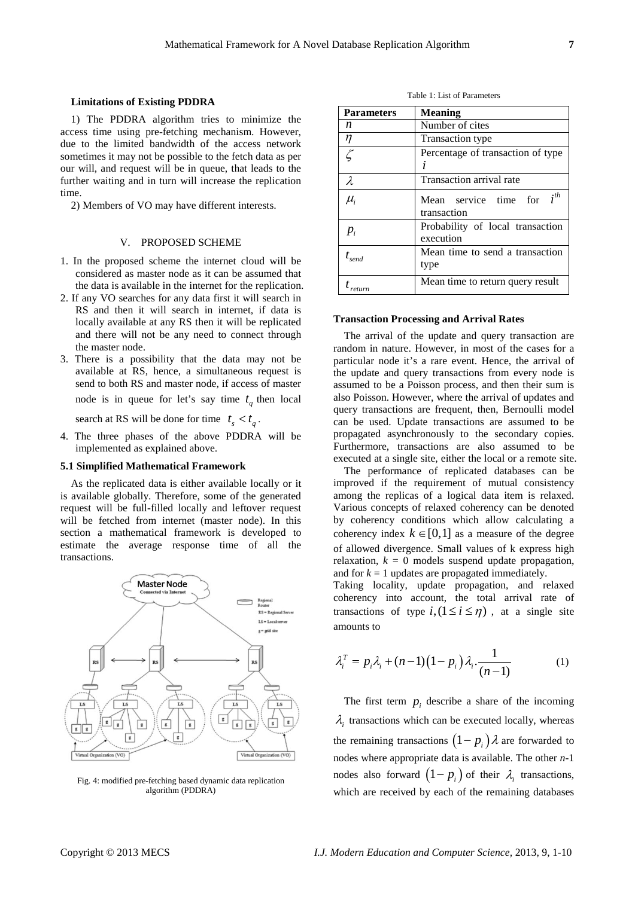**Limitations of Existing PDDRA**

1) The PDDRA algorithm tries to minimize the access time using pre-fetching mechanism. However, due to the limited bandwidth of the access network sometimes it may not be possible to the fetch data as per our will, and request will be in queue, that leads to the further waiting and in turn will increase the replication time.

2) Members of VO may have different interests.

## V. PROPOSED SCHEME

1. In the proposed scheme the internet cloud will be considered as master node as it can be assumed that the data is available in the internet for the replication.
2. If any VO searches for any data first it will search in RS and then it will search in internet, if data is locally available at any RS then it will be replicated and there will not be any need to connect through the master node.
3. There is a possibility that the data may not be available at RS, hence, a simultaneous request is send to both RS and master node, if access of master node is in queue for let's say time $t_q$ then local search at RS will be done for time $t_s < t_q$.
4. The three phases of the above PDDRA will be implemented as explained above.

### 5.1 Simplified Mathematical Framework

As the replicated data is either available locally or it is available globally. Therefore, some of the generated request will be full-filled locally and leftover request will be fetched from internet (master node). In this section a mathematical framework is developed to estimate the average response time of all the transactions.

Fig. 4: modified pre-fetching based dynamic data replication algorithm (PDDRA)

Table 1: List of Parameters

| Parameters | Meaning |
|---|---|
| $n$ | Number of cites |
| $\eta$ | Transaction type |
| $\zeta$ | Percentage of transaction of type $i$ |
| $\lambda$ | Transaction arrival rate |
| $\mu_i$ | Mean service time for $i^{th}$ transaction |
| $p_i$ | Probability of local transaction execution |
| $t_{send}$ | Mean time to send a transaction type |
| $t_{return}$ | Mean time to return query result |

**Transaction Processing and Arrival Rates**

The arrival of the update and query transaction are random in nature. However, in most of the cases for a particular node it's a rare event. Hence, the arrival of the update and query transactions from every node is assumed to be a Poisson process, and then their sum is also Poisson. However, where the arrival of updates and query transactions are frequent, then, Bernoulli model can be used. Update transactions are assumed to be propagated asynchronously to the secondary copies. Furthermore, transactions are also assumed to be executed at a single site, either the local or a remote site.

The performance of replicated databases can be improved if the requirement of mutual consistency among the replicas of a logical data item is relaxed. Various concepts of relaxed coherency can be denoted by coherency conditions which allow calculating a coherency index $k \in [0,1]$ as a measure of the degree of allowed divergence. Small values of k express high relaxation, $k = 0$ models suspend update propagation, and for $k = 1$ updates are propagated immediately.

Taking locality, update propagation, and relaxed coherency into account, the total arrival rate of transactions of type $i, (1 \le i \le \eta)$, at a single site amounts to

$$\lambda_i^T = p_i \lambda_i + (n-1)(1-p_i)\lambda_i \cdot \frac{1}{(n-1)} \qquad (1)$$

The first term $p_i$ describe a share of the incoming $\lambda_i$ transactions which can be executed locally, whereas the remaining transactions $(1-p_i)\lambda$ are forwarded to nodes where appropriate data is available. The other $n$-1 nodes also forward $(1-p_i)$ of their $\lambda_i$ transactions, which are received by each of the remaining databases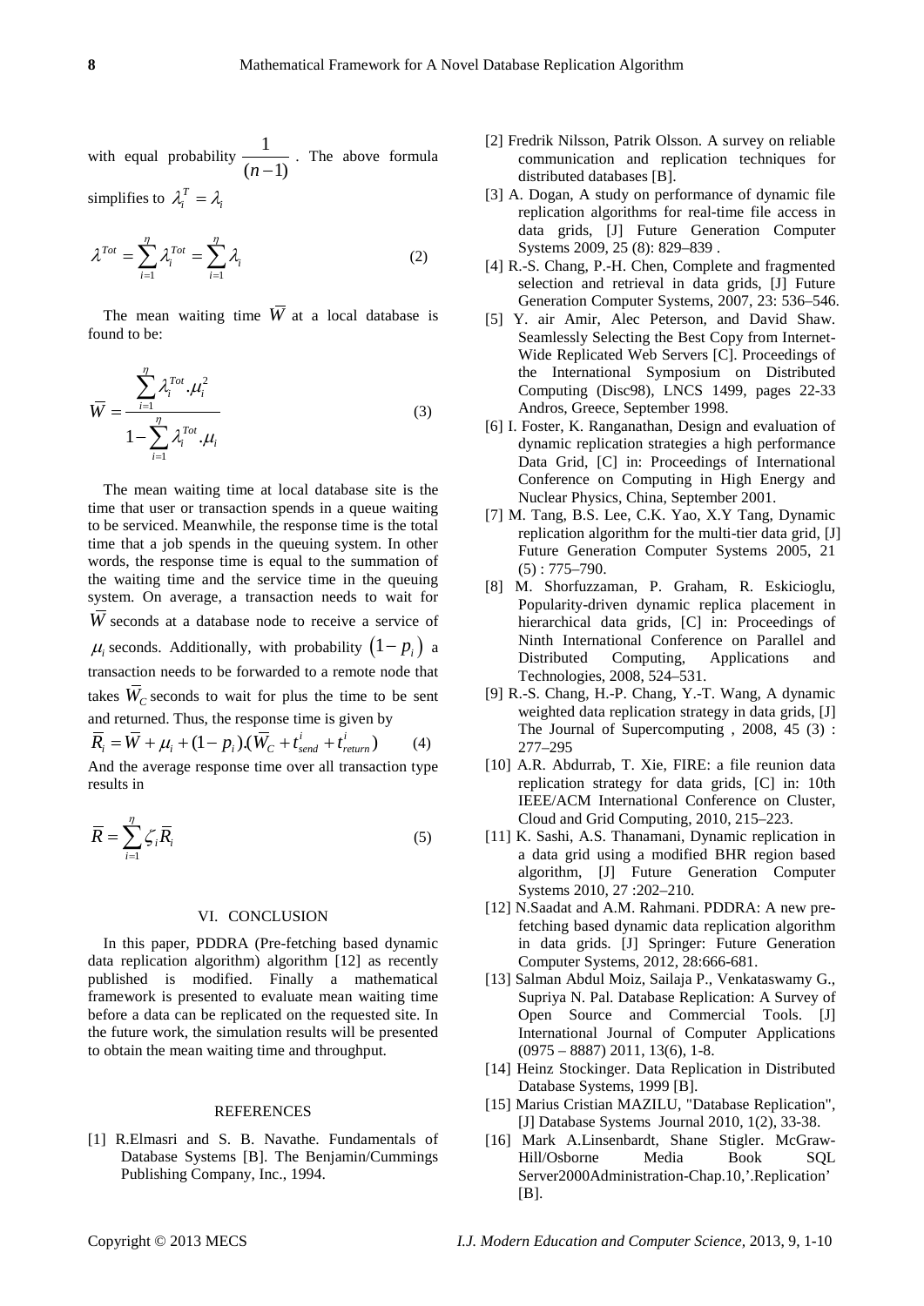with equal probability $\frac{1}{(n-1)}$. The above formula simplifies to $\lambda_i^T = \lambda_i$

$$\lambda^{Tot} = \sum_{i=1}^{\eta} \lambda_i^{Tot} = \sum_{i=1}^{\eta} \lambda_i \tag{2}$$

The mean waiting time $\overline{W}$ at a local database is found to be:

$$\overline{W} = \frac{\sum_{i=1}^{\eta} \lambda_i^{Tot}.\mu_i^2}{1 - \sum_{i=1}^{\eta} \lambda_i^{Tot}.\mu_i} \tag{3}$$

The mean waiting time at local database site is the time that user or transaction spends in a queue waiting to be serviced. Meanwhile, the response time is the total time that a job spends in the queuing system. In other words, the response time is equal to the summation of the waiting time and the service time in the queuing system. On average, a transaction needs to wait for $\overline{W}$ seconds at a database node to receive a service of $\mu_i$ seconds. Additionally, with probability $(1-p_i)$ a transaction needs to be forwarded to a remote node that takes $\overline{W}_C$ seconds to wait for plus the time to be sent and returned. Thus, the response time is given by

$$\overline{R}_i = \overline{W} + \mu_i + (1-p_i).(\overline{W}_C + t_{send}^i + t_{return}^i) \tag{4}$$

And the average response time over all transaction type results in

$$\overline{R} = \sum_{i=1}^{\eta} \zeta_i \overline{R}_i \tag{5}$$

## VI. CONCLUSION

In this paper, PDDRA (Pre-fetching based dynamic data replication algorithm) algorithm [12] as recently published is modified. Finally a mathematical framework is presented to evaluate mean waiting time before a data can be replicated on the requested site. In the future work, the simulation results will be presented to obtain the mean waiting time and throughput.

## REFERENCES

[1] R.Elmasri and S. B. Navathe. Fundamentals of Database Systems [B]. The Benjamin/Cummings Publishing Company, Inc., 1994.

[2] Fredrik Nilsson, Patrik Olsson. A survey on reliable communication and replication techniques for distributed databases [B].

[3] A. Dogan, A study on performance of dynamic file replication algorithms for real-time file access in data grids, [J] Future Generation Computer Systems 2009, 25 (8): 829–839 .

[4] R.-S. Chang, P.-H. Chen, Complete and fragmented selection and retrieval in data grids, [J] Future Generation Computer Systems, 2007, 23: 536–546.

[5] Y. air Amir, Alec Peterson, and David Shaw. Seamlessly Selecting the Best Copy from Internet-Wide Replicated Web Servers [C]. Proceedings of the International Symposium on Distributed Computing (Disc98), LNCS 1499, pages 22-33 Andros, Greece, September 1998.

[6] I. Foster, K. Ranganathan, Design and evaluation of dynamic replication strategies a high performance Data Grid, [C] in: Proceedings of International Conference on Computing in High Energy and Nuclear Physics, China, September 2001.

[7] M. Tang, B.S. Lee, C.K. Yao, X.Y Tang, Dynamic replication algorithm for the multi-tier data grid, [J] Future Generation Computer Systems 2005, 21 (5) : 775–790.

[8] M. Shorfuzzaman, P. Graham, R. Eskicioglu, Popularity-driven dynamic replica placement in hierarchical data grids, [C] in: Proceedings of Ninth International Conference on Parallel and Distributed Computing, Applications and Technologies, 2008, 524–531.

[9] R.-S. Chang, H.-P. Chang, Y.-T. Wang, A dynamic weighted data replication strategy in data grids, [J] The Journal of Supercomputing , 2008, 45 (3) : 277–295

[10] A.R. Abdurrab, T. Xie, FIRE: a file reunion data replication strategy for data grids, [C] in: 10th IEEE/ACM International Conference on Cluster, Cloud and Grid Computing, 2010, 215–223.

[11] K. Sashi, A.S. Thanamani, Dynamic replication in a data grid using a modified BHR region based algorithm, [J] Future Generation Computer Systems 2010, 27 :202–210.

[12] N.Saadat and A.M. Rahmani. PDDRA: A new pre-fetching based dynamic data replication algorithm in data grids. [J] Springer: Future Generation Computer Systems, 2012, 28:666-681.

[13] Salman Abdul Moiz, Sailaja P., Venkataswamy G., Supriya N. Pal. Database Replication: A Survey of Open Source and Commercial Tools. [J] International Journal of Computer Applications (0975 – 8887) 2011, 13(6), 1-8.

[14] Heinz Stockinger. Data Replication in Distributed Database Systems, 1999 [B].

[15] Marius Cristian MAZILU, "Database Replication", [J] Database Systems Journal 2010, 1(2), 33-38.

[16] Mark A.Linsenbardt, Shane Stigler. McGraw-Hill/Osborne Media Book SQL Server2000Administration-Chap.10,'.Replication' [B].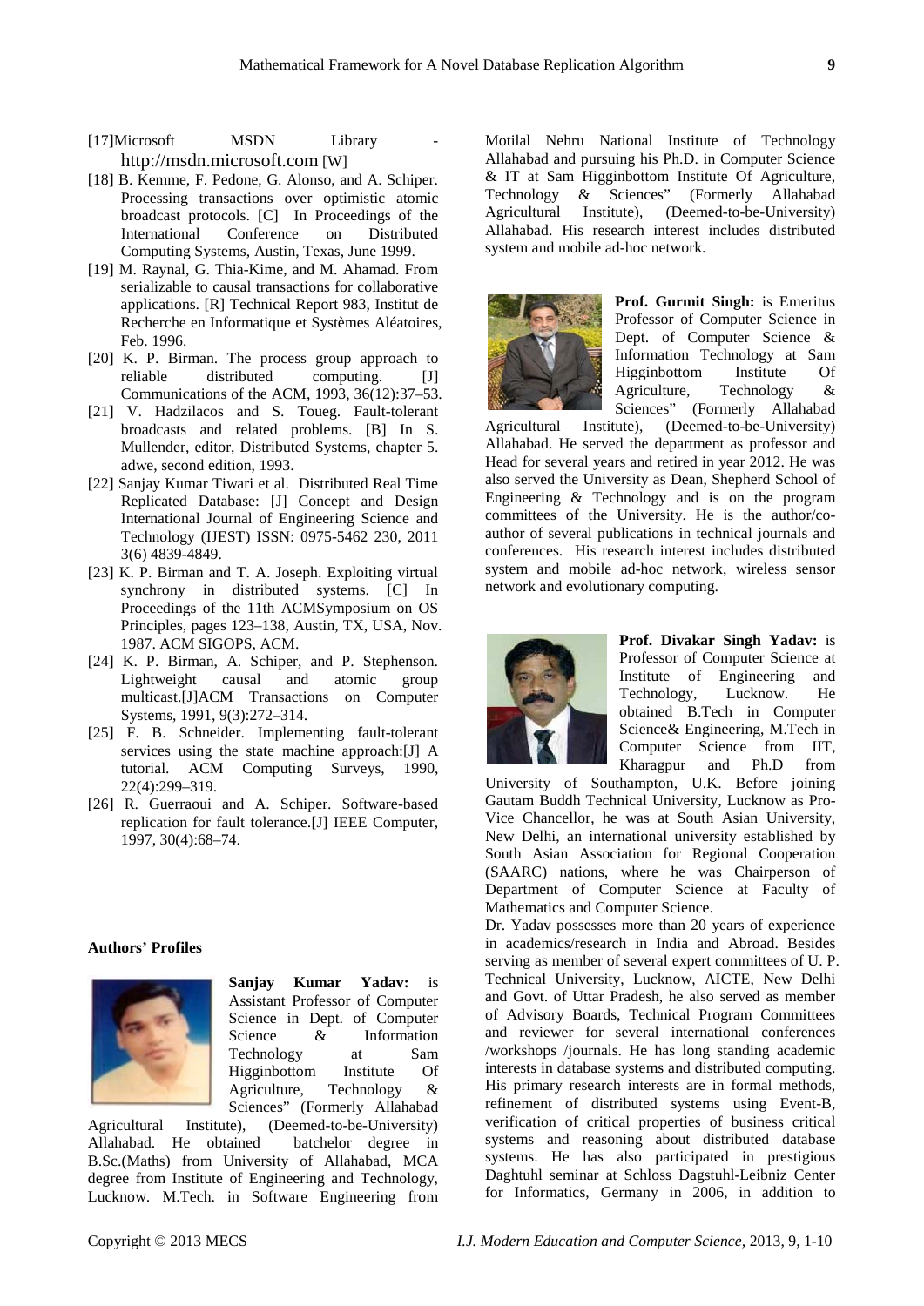[17] Microsoft MSDN Library - http://msdn.microsoft.com [W]

[18] B. Kemme, F. Pedone, G. Alonso, and A. Schiper. Processing transactions over optimistic atomic broadcast protocols. [C] In Proceedings of the International Conference on Distributed Computing Systems, Austin, Texas, June 1999.

[19] M. Raynal, G. Thia-Kime, and M. Ahamad. From serializable to causal transactions for collaborative applications. [R] Technical Report 983, Institut de Recherche en Informatique et Systèmes Aléatoires, Feb. 1996.

[20] K. P. Birman. The process group approach to reliable distributed computing. [J] Communications of the ACM, 1993, 36(12):37–53.

[21] V. Hadzilacos and S. Toueg. Fault-tolerant broadcasts and related problems. [B] In S. Mullender, editor, Distributed Systems, chapter 5. adwe, second edition, 1993.

[22] Sanjay Kumar Tiwari et al. Distributed Real Time Replicated Database: [J] Concept and Design International Journal of Engineering Science and Technology (IJEST) ISSN: 0975-5462 230, 2011 3(6) 4839-4849.

[23] K. P. Birman and T. A. Joseph. Exploiting virtual synchrony in distributed systems. [C] In Proceedings of the 11th ACMSymposium on OS Principles, pages 123–138, Austin, TX, USA, Nov. 1987. ACM SIGOPS, ACM.

[24] K. P. Birman, A. Schiper, and P. Stephenson. Lightweight causal and atomic group multicast.[J]ACM Transactions on Computer Systems, 1991, 9(3):272–314.

[25] F. B. Schneider. Implementing fault-tolerant services using the state machine approach:[J] A tutorial. ACM Computing Surveys, 1990, 22(4):299–319.

[26] R. Guerraoui and A. Schiper. Software-based replication for fault tolerance.[J] IEEE Computer, 1997, 30(4):68–74.

**Authors' Profiles**

**Sanjay Kumar Yadav:** is Assistant Professor of Computer Science in Dept. of Computer Science & Information Technology at Sam Higginbottom Institute Of Agriculture, Technology & Sciences" (Formerly Allahabad Agricultural Institute), (Deemed-to-be-University) Allahabad. He obtained batchelor degree in B.Sc.(Maths) from University of Allahabad, MCA degree from Institute of Engineering and Technology, Lucknow. M.Tech. in Software Engineering from Motilal Nehru National Institute of Technology Allahabad and pursuing his Ph.D. in Computer Science & IT at Sam Higginbottom Institute Of Agriculture, Technology & Sciences" (Formerly Allahabad Agricultural Institute), (Deemed-to-be-University) Allahabad. His research interest includes distributed system and mobile ad-hoc network.

**Prof. Gurmit Singh:** is Emeritus Professor of Computer Science in Dept. of Computer Science & Information Technology at Sam Higginbottom Institute Of Agriculture, Technology & Sciences" (Formerly Allahabad Agricultural Institute), (Deemed-to-be-University) Allahabad. He served the department as professor and Head for several years and retired in year 2012. He was also served the University as Dean, Shepherd School of Engineering & Technology and is on the program committees of the University. He is the author/co-author of several publications in technical journals and conferences. His research interest includes distributed system and mobile ad-hoc network, wireless sensor network and evolutionary computing.

**Prof. Divakar Singh Yadav:** is Professor of Computer Science at Institute of Engineering and Technology, Lucknow. He obtained B.Tech in Computer Science& Engineering, M.Tech in Computer Science from IIT, Kharagpur and Ph.D from University of Southampton, U.K. Before joining Gautam Buddh Technical University, Lucknow as Pro-Vice Chancellor, he was at South Asian University, New Delhi, an international university established by South Asian Association for Regional Cooperation (SAARC) nations, where he was Chairperson of Department of Computer Science at Faculty of Mathematics and Computer Science.

Dr. Yadav possesses more than 20 years of experience in academics/research in India and Abroad. Besides serving as member of several expert committees of U. P. Technical University, Lucknow, AICTE, New Delhi and Govt. of Uttar Pradesh, he also served as member of Advisory Boards, Technical Program Committees and reviewer for several international conferences /workshops /journals. He has long standing academic interests in database systems and distributed computing. His primary research interests are in formal methods, refinement of distributed systems using Event-B, verification of critical properties of business critical systems and reasoning about distributed database systems. He has also participated in prestigious Daghtuhl seminar at Schloss Dagstuhl-Leibniz Center for Informatics, Germany in 2006, in addition to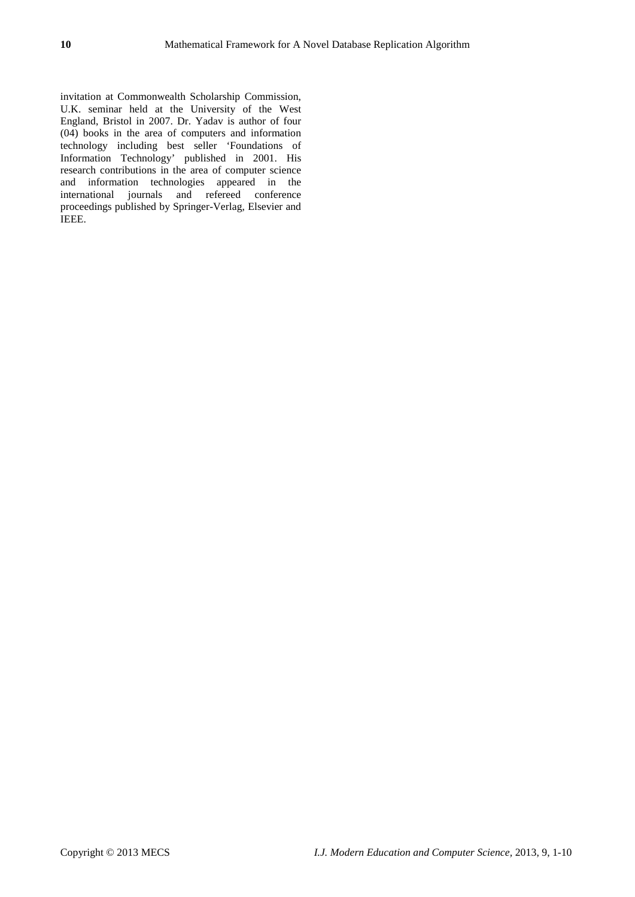invitation at Commonwealth Scholarship Commission, U.K. seminar held at the University of the West England, Bristol in 2007. Dr. Yadav is author of four (04) books in the area of computers and information technology including best seller 'Foundations of Information Technology' published in 2001. His research contributions in the area of computer science and information technologies appeared in the international journals and refereed conference proceedings published by Springer-Verlag, Elsevier and IEEE.